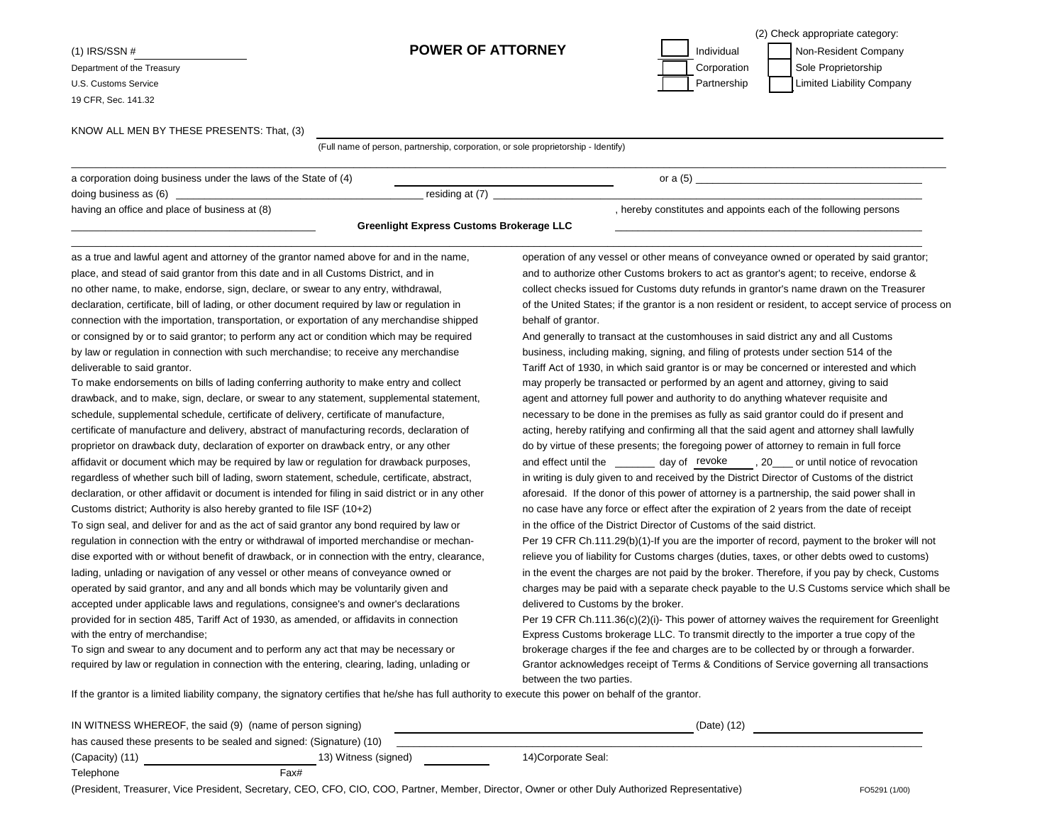(1) IRS/SSN # ____________________

Department of the Treasury
U.S. Customs Service
19 CFR, Sec. 141.32

# POWER OF ATTORNEY

(2) Check appropriate category:

- [ ] Individual
- [ ] Corporation
- [ ] Partnership
- [ ] Non-Resident Company
- [ ] Sole Proprietorship
- [ ] Limited Liability Company

KNOW ALL MEN BY THESE PRESENTS: That, (3) ____________________________________________

(Full name of person, partnership, corporation, or sole proprietorship - Identify)

a corporation doing business under the laws of the State of (4) ____________________ or a (5) ____________________

doing business as (6) ____________________ residing at (7) ____________________

having an office and place of business at (8) ____________________, hereby constitutes and appoints each of the following persons

**Greenlight Express Customs Brokerage LLC**

as a true and lawful agent and attorney of the grantor named above for and in the name, place, and stead of said grantor from this date and in all Customs District, and in no other name, to make, endorse, sign, declare, or swear to any entry, withdrawal, declaration, certificate, bill of lading, or other document required by law or regulation in connection with the importation, transportation, or exportation of any merchandise shipped or consigned by or to said grantor; to perform any act or condition which may be required by law or regulation in connection with such merchandise; to receive any merchandise deliverable to said grantor.

To make endorsements on bills of lading conferring authority to make entry and collect drawback, and to make, sign, declare, or swear to any statement, supplemental statement, schedule, supplemental schedule, certificate of delivery, certificate of manufacture, certificate of manufacture and delivery, abstract of manufacturing records, declaration of proprietor on drawback duty, declaration of exporter on drawback entry, or any other affidavit or document which may be required by law or regulation for drawback purposes, regardless of whether such bill of lading, sworn statement, schedule, certificate, abstract, declaration, or other affidavit or document is intended for filing in said district or in any other Customs district; Authority is also hereby granted to file ISF (10+2)

To sign seal, and deliver for and as the act of said grantor any bond required by law or regulation in connection with the entry or withdrawal of imported merchandise or merchandise exported with or without benefit of drawback, or in connection with the entry, clearance, lading, unlading or navigation of any vessel or other means of conveyance owned or operated by said grantor, and any and all bonds which may be voluntarily given and accepted under applicable laws and regulations, consignee's and owner's declarations provided for in section 485, Tariff Act of 1930, as amended, or affidavits in connection with the entry of merchandise;

To sign and swear to any document and to perform any act that may be necessary or required by law or regulation in connection with the entering, clearing, lading, unlading or operation of any vessel or other means of conveyance owned or operated by said grantor; and to authorize other Customs brokers to act as grantor's agent; to receive, endorse & collect checks issued for Customs duty refunds in grantor's name drawn on the Treasurer of the United States; if the grantor is a non resident or resident, to accept service of process on behalf of grantor.

And generally to transact at the customhouses in said district any and all Customs business, including making, signing, and filing of protests under section 514 of the Tariff Act of 1930, in which said grantor is or may be concerned or interested and which may properly be transacted or performed by an agent and attorney, giving to said agent and attorney full power and authority to do anything whatever requisite and necessary to be done in the premises as fully as said grantor could do if present and acting, hereby ratifying and confirming all that the said agent and attorney shall lawfully do by virtue of these presents; the foregoing power of attorney to remain in full force and effect until the _______ day of revoke, 20___ or until notice of revocation in writing is duly given to and received by the District Director of Customs of the district aforesaid. If the donor of this power of attorney is a partnership, the said power shall in no case have any force or effect after the expiration of 2 years from the date of receipt in the office of the District Director of Customs of the said district.

Per 19 CFR Ch.111.29(b)(1)-If you are the importer of record, payment to the broker will not relieve you of liability for Customs charges (duties, taxes, or other debts owed to customs) in the event the charges are not paid by the broker. Therefore, if you pay by check, Customs charges may be paid with a separate check payable to the U.S Customs service which shall be delivered to Customs by the broker.

Per 19 CFR Ch.111.36(c)(2)(i)- This power of attorney waives the requirement for Greenlight Express Customs brokerage LLC. To transmit directly to the importer a true copy of the brokerage charges if the fee and charges are to be collected by or through a forwarder. Grantor acknowledges receipt of Terms & Conditions of Service governing all transactions between the two parties.

If the grantor is a limited liability company, the signatory certifies that he/she has full authority to execute this power on behalf of the grantor.

IN WITNESS WHEREOF, the said (9) (name of person signing) ____________________ (Date) (12) ____________________

has caused these presents to be sealed and signed: (Signature) (10) ____________________

(Capacity) (11) ____________________ 13) Witness (signed) __________ 14)Corporate Seal:

Telephone ____________________ Fax# ____________________

(President, Treasurer, Vice President, Secretary, CEO, CFO, CIO, COO, Partner, Member, Director, Owner or other Duly Authorized Representative)

FO5291 (1/00)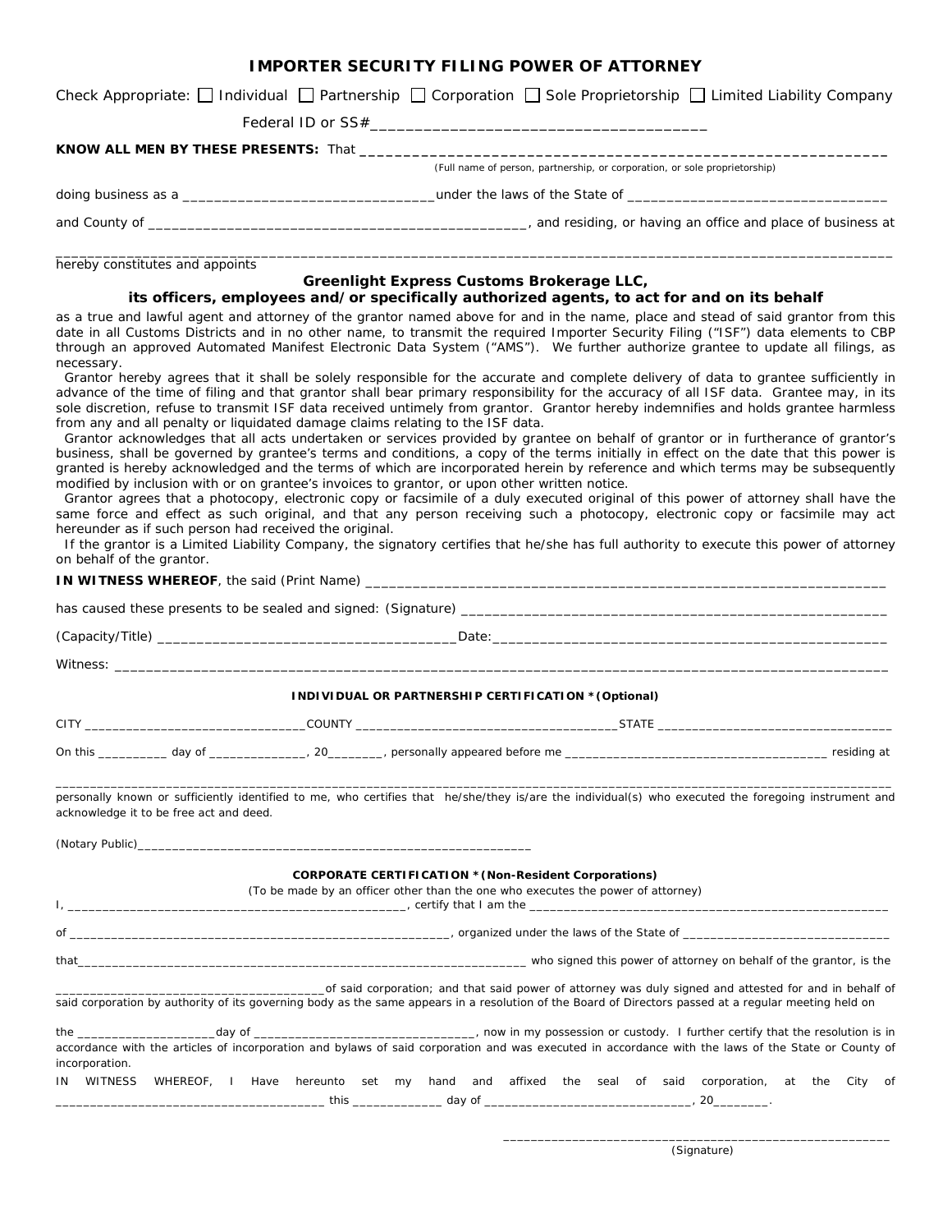# IMPORTER SECURITY FILING POWER OF ATTORNEY

Check Appropriate: ☐ Individual ☐ Partnership ☐ Corporation ☐ Sole Proprietorship ☐ Limited Liability Company

Federal ID or SS#_______________________________________

**KNOW ALL MEN BY THESE PRESENTS:** That _______________________________________________________________

(Full name of person, partnership, or corporation, or sole proprietorship)

doing business as a _________________________________under the laws of the State of _________________________________

and County of __________________________________________________, and residing, or having an office and place of business at

_____________________________________________________________________________________________________

hereby constitutes and appoints

**Greenlight Express Customs Brokerage LLC,**
**its officers, employees and/or specifically authorized agents, to act for and on its behalf**

as a true and lawful agent and attorney of the grantor named above for and in the name, place and stead of said grantor from this date in all Customs Districts and in no other name, to transmit the required Importer Security Filing ("ISF") data elements to CBP through an approved Automated Manifest Electronic Data System ("AMS"). We further authorize grantee to update all filings, as necessary.

Grantor hereby agrees that it shall be solely responsible for the accurate and complete delivery of data to grantee sufficiently in advance of the time of filing and that grantor shall bear primary responsibility for the accuracy of all ISF data. Grantee may, in its sole discretion, refuse to transmit ISF data received untimely from grantor. Grantor hereby indemnifies and holds grantee harmless from any and all penalty or liquidated damage claims relating to the ISF data.

Grantor acknowledges that all acts undertaken or services provided by grantee on behalf of grantor or in furtherance of grantor's business, shall be governed by grantee's terms and conditions, a copy of the terms initially in effect on the date that this power is granted is hereby acknowledged and the terms of which are incorporated herein by reference and which terms may be subsequently modified by inclusion with or on grantee's invoices to grantor, or upon other written notice.

Grantor agrees that a photocopy, electronic copy or facsimile of a duly executed original of this power of attorney shall have the same force and effect as such original, and that any person receiving such a photocopy, electronic copy or facsimile may act hereunder as if such person had received the original.

If the grantor is a Limited Liability Company, the signatory certifies that he/she has full authority to execute this power of attorney on behalf of the grantor.

**IN WITNESS WHEREOF**, the said (Print Name) _______________________________________________________________

has caused these presents to be sealed and signed: (Signature) ____________________________________________________

(Capacity/Title) ______________________________________Date:__________________________________________________

Witness: _________________________________________________________________________________________________

**INDIVIDUAL OR PARTNERSHIP CERTIFICATION *(Optional)**

CITY _______________________________COUNTY _____________________________________STATE _________________________________

On this __________ day of ______________, 20________, personally appeared before me _____________________________________ residing at

_____________________________________________________________________________________________________

personally known or sufficiently identified to me, who certifies that he/she/they is/are the individual(s) who executed the foregoing instrument and acknowledge it to be free act and deed.

(Notary Public)_________________________________________________________

**CORPORATE CERTIFICATION *(Non-Resident Corporations)**

(To be made by an officer other than the one who executes the power of attorney)

I, _________________________________________________, certify that I am the _____________________________________________________

of ______________________________________________________, organized under the laws of the State of ______________________________

that__________________________________________________________________ who signed this power of attorney on behalf of the grantor, is the

_______________________________________of said corporation; and that said power of attorney was duly signed and attested for and in behalf of said corporation by authority of its governing body as the same appears in a resolution of the Board of Directors passed at a regular meeting held on

the ___________________day of _______________________________, now in my possession or custody. I further certify that the resolution is in accordance with the articles of incorporation and bylaws of said corporation and was executed in accordance with the laws of the State or County of incorporation.

IN WITNESS WHEREOF, I Have hereunto set my hand and affixed the seal of said corporation, at the City of _______________________________________ this _____________ day of ______________________________, 20________.

_________________________________________________________
(Signature)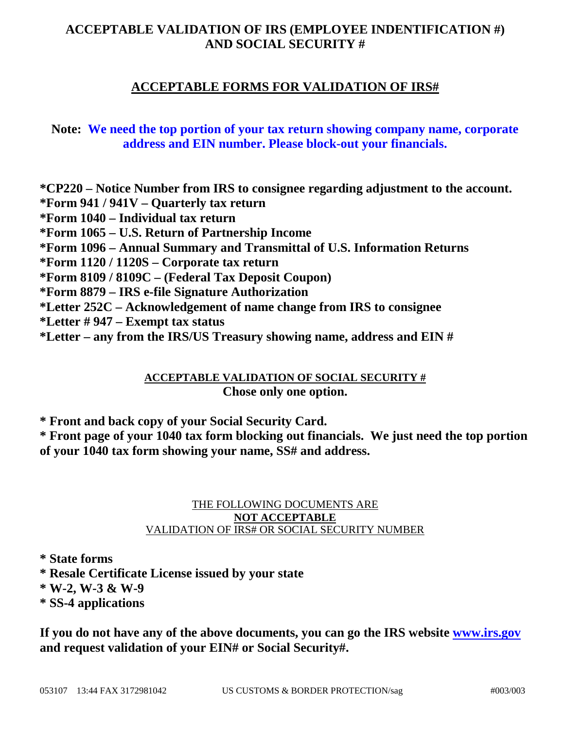# ACCEPTABLE VALIDATION OF IRS (EMPLOYEE INDENTIFICATION #) AND SOCIAL SECURITY #

## ACCEPTABLE FORMS FOR VALIDATION OF IRS#

**Note: We need the top portion of your tax return showing company name, corporate address and EIN number. Please block-out your financials.**

**\*CP220 – Notice Number from IRS to consignee regarding adjustment to the account.**
**\*Form 941 / 941V – Quarterly tax return**
**\*Form 1040 – Individual tax return**
**\*Form 1065 – U.S. Return of Partnership Income**
**\*Form 1096 – Annual Summary and Transmittal of U.S. Information Returns**
**\*Form 1120 / 1120S – Corporate tax return**
**\*Form 8109 / 8109C – (Federal Tax Deposit Coupon)**
**\*Form 8879 – IRS e-file Signature Authorization**
**\*Letter 252C – Acknowledgement of name change from IRS to consignee**
**\*Letter # 947 – Exempt tax status**
**\*Letter – any from the IRS/US Treasury showing name, address and EIN #**

### ACCEPTABLE VALIDATION OF SOCIAL SECURITY #

**Chose only one option.**

**\* Front and back copy of your Social Security Card.**
**\* Front page of your 1040 tax form blocking out financials. We just need the top portion of your 1040 tax form showing your name, SS# and address.**

THE FOLLOWING DOCUMENTS ARE
**NOT ACCEPTABLE**
VALIDATION OF IRS# OR SOCIAL SECURITY NUMBER

**\* State forms**
**\* Resale Certificate License issued by your state**
**\* W-2, W-3 & W-9**
**\* SS-4 applications**

**If you do not have any of the above documents, you can go the IRS website www.irs.gov and request validation of your EIN# or Social Security#.**

053107 13:44 FAX 3172981042 US CUSTOMS & BORDER PROTECTION/sag #003/003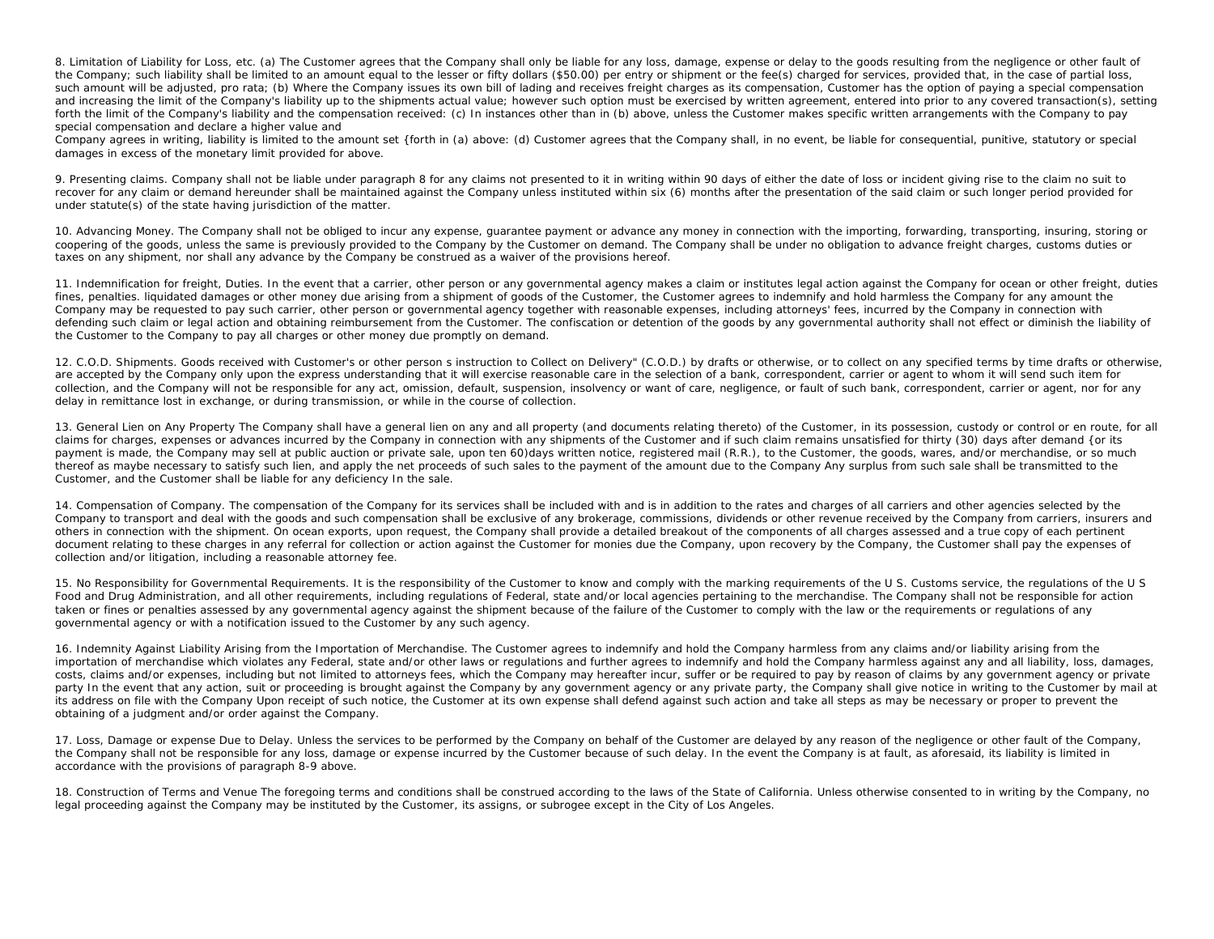8. Limitation of Liability for Loss, etc. (a) The Customer agrees that the Company shall only be liable for any loss, damage, expense or delay to the goods resulting from the negligence or other fault of the Company; such liability shall be limited to an amount equal to the lesser or fifty dollars ($50.00) per entry or shipment or the fee(s) charged for services, provided that, in the case of partial loss, such amount will be adjusted, pro rata; (b) Where the Company issues its own bill of lading and receives freight charges as its compensation, Customer has the option of paying a special compensation and increasing the limit of the Company's liability up to the shipments actual value; however such option must be exercised by written agreement, entered into prior to any covered transaction(s), setting forth the limit of the Company's liability and the compensation received: (c) In instances other than in (b) above, unless the Customer makes specific written arrangements with the Company to pay special compensation and declare a higher value and
Company agrees in writing, liability is limited to the amount set {forth in (a) above: (d) Customer agrees that the Company shall, in no event, be liable for consequential, punitive, statutory or special damages in excess of the monetary limit provided for above.

9. Presenting claims. Company shall not be liable under paragraph 8 for any claims not presented to it in writing within 90 days of either the date of loss or incident giving rise to the claim no suit to recover for any claim or demand hereunder shall be maintained against the Company unless instituted within six (6) months after the presentation of the said claim or such longer period provided for under statute(s) of the state having jurisdiction of the matter.

10. Advancing Money. The Company shall not be obliged to incur any expense, guarantee payment or advance any money in connection with the importing, forwarding, transporting, insuring, storing or coopering of the goods, unless the same is previously provided to the Company by the Customer on demand. The Company shall be under no obligation to advance freight charges, customs duties or taxes on any shipment, nor shall any advance by the Company be construed as a waiver of the provisions hereof.

11. Indemnification for freight, Duties. In the event that a carrier, other person or any governmental agency makes a claim or institutes legal action against the Company for ocean or other freight, duties fines, penalties. liquidated damages or other money due arising from a shipment of goods of the Customer, the Customer agrees to indemnify and hold harmless the Company for any amount the Company may be requested to pay such carrier, other person or governmental agency together with reasonable expenses, including attorneys' fees, incurred by the Company in connection with defending such claim or legal action and obtaining reimbursement from the Customer. The confiscation or detention of the goods by any governmental authority shall not effect or diminish the liability of the Customer to the Company to pay all charges or other money due promptly on demand.

12. C.O.D. Shipments. Goods received with Customer's or other person s instruction to Collect on Delivery" (C.O.D.) by drafts or otherwise, or to collect on any specified terms by time drafts or otherwise, are accepted by the Company only upon the express understanding that it will exercise reasonable care in the selection of a bank, correspondent, carrier or agent to whom it will send such item for collection, and the Company will not be responsible for any act, omission, default, suspension, insolvency or want of care, negligence, or fault of such bank, correspondent, carrier or agent, nor for any delay in remittance lost in exchange, or during transmission, or while in the course of collection.

13. General Lien on Any Property The Company shall have a general lien on any and all property (and documents relating thereto) of the Customer, in its possession, custody or control or en route, for all claims for charges, expenses or advances incurred by the Company in connection with any shipments of the Customer and if such claim remains unsatisfied for thirty (30) days after demand {or its payment is made, the Company may sell at public auction or private sale, upon ten 60)days written notice, registered mail (R.R.), to the Customer, the goods, wares, and/or merchandise, or so much thereof as maybe necessary to satisfy such lien, and apply the net proceeds of such sales to the payment of the amount due to the Company Any surplus from such sale shall be transmitted to the Customer, and the Customer shall be liable for any deficiency In the sale.

14. Compensation of Company. The compensation of the Company for its services shall be included with and is in addition to the rates and charges of all carriers and other agencies selected by the Company to transport and deal with the goods and such compensation shall be exclusive of any brokerage, commissions, dividends or other revenue received by the Company from carriers, insurers and others in connection with the shipment. On ocean exports, upon request, the Company shall provide a detailed breakout of the components of all charges assessed and a true copy of each pertinent document relating to these charges in any referral for collection or action against the Customer for monies due the Company, upon recovery by the Company, the Customer shall pay the expenses of collection and/or litigation, including a reasonable attorney fee.

15. No Responsibility for Governmental Requirements. It is the responsibility of the Customer to know and comply with the marking requirements of the U S. Customs service, the regulations of the U S Food and Drug Administration, and all other requirements, including regulations of Federal, state and/or local agencies pertaining to the merchandise. The Company shall not be responsible for action taken or fines or penalties assessed by any governmental agency against the shipment because of the failure of the Customer to comply with the law or the requirements or regulations of any governmental agency or with a notification issued to the Customer by any such agency.

16. Indemnity Against Liability Arising from the Importation of Merchandise. The Customer agrees to indemnify and hold the Company harmless from any claims and/or liability arising from the importation of merchandise which violates any Federal, state and/or other laws or regulations and further agrees to indemnify and hold the Company harmless against any and all liability, loss, damages, costs, claims and/or expenses, including but not limited to attorneys fees, which the Company may hereafter incur, suffer or be required to pay by reason of claims by any government agency or private party In the event that any action, suit or proceeding is brought against the Company by any government agency or any private party, the Company shall give notice in writing to the Customer by mail at its address on file with the Company Upon receipt of such notice, the Customer at its own expense shall defend against such action and take all steps as may be necessary or proper to prevent the obtaining of a judgment and/or order against the Company.

17. Loss, Damage or expense Due to Delay. Unless the services to be performed by the Company on behalf of the Customer are delayed by any reason of the negligence or other fault of the Company, the Company shall not be responsible for any loss, damage or expense incurred by the Customer because of such delay. In the event the Company is at fault, as aforesaid, its liability is limited in accordance with the provisions of paragraph 8-9 above.

18. Construction of Terms and Venue The foregoing terms and conditions shall be construed according to the laws of the State of California. Unless otherwise consented to in writing by the Company, no legal proceeding against the Company may be instituted by the Customer, its assigns, or subrogee except in the City of Los Angeles.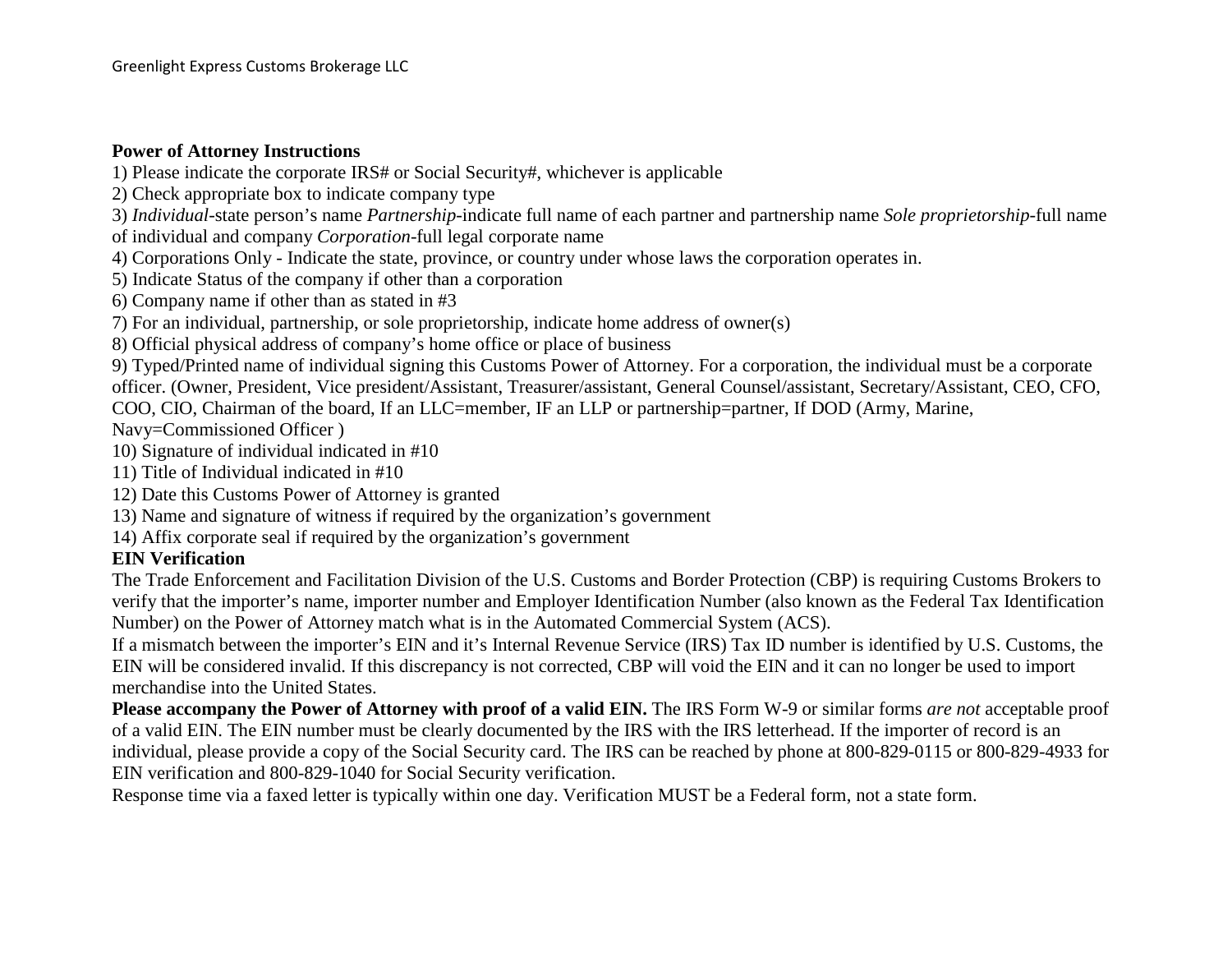**Power of Attorney Instructions**

1) Please indicate the corporate IRS# or Social Security#, whichever is applicable
2) Check appropriate box to indicate company type
3) *Individual*-state person's name *Partnership*-indicate full name of each partner and partnership name *Sole proprietorship*-full name of individual and company *Corporation*-full legal corporate name
4) Corporations Only - Indicate the state, province, or country under whose laws the corporation operates in.
5) Indicate Status of the company if other than a corporation
6) Company name if other than as stated in #3
7) For an individual, partnership, or sole proprietorship, indicate home address of owner(s)
8) Official physical address of company's home office or place of business
9) Typed/Printed name of individual signing this Customs Power of Attorney. For a corporation, the individual must be a corporate officer. (Owner, President, Vice president/Assistant, Treasurer/assistant, General Counsel/assistant, Secretary/Assistant, CEO, CFO, COO, CIO, Chairman of the board, If an LLC=member, IF an LLP or partnership=partner, If DOD (Army, Marine, Navy=Commissioned Officer )
10) Signature of individual indicated in #10
11) Title of Individual indicated in #10
12) Date this Customs Power of Attorney is granted
13) Name and signature of witness if required by the organization's government
14) Affix corporate seal if required by the organization's government

**EIN Verification**

The Trade Enforcement and Facilitation Division of the U.S. Customs and Border Protection (CBP) is requiring Customs Brokers to verify that the importer's name, importer number and Employer Identification Number (also known as the Federal Tax Identification Number) on the Power of Attorney match what is in the Automated Commercial System (ACS).

If a mismatch between the importer's EIN and it's Internal Revenue Service (IRS) Tax ID number is identified by U.S. Customs, the EIN will be considered invalid. If this discrepancy is not corrected, CBP will void the EIN and it can no longer be used to import merchandise into the United States.

**Please accompany the Power of Attorney with proof of a valid EIN.** The IRS Form W-9 or similar forms *are not* acceptable proof of a valid EIN. The EIN number must be clearly documented by the IRS with the IRS letterhead. If the importer of record is an individual, please provide a copy of the Social Security card. The IRS can be reached by phone at 800-829-0115 or 800-829-4933 for EIN verification and 800-829-1040 for Social Security verification.

Response time via a faxed letter is typically within one day. Verification MUST be a Federal form, not a state form.